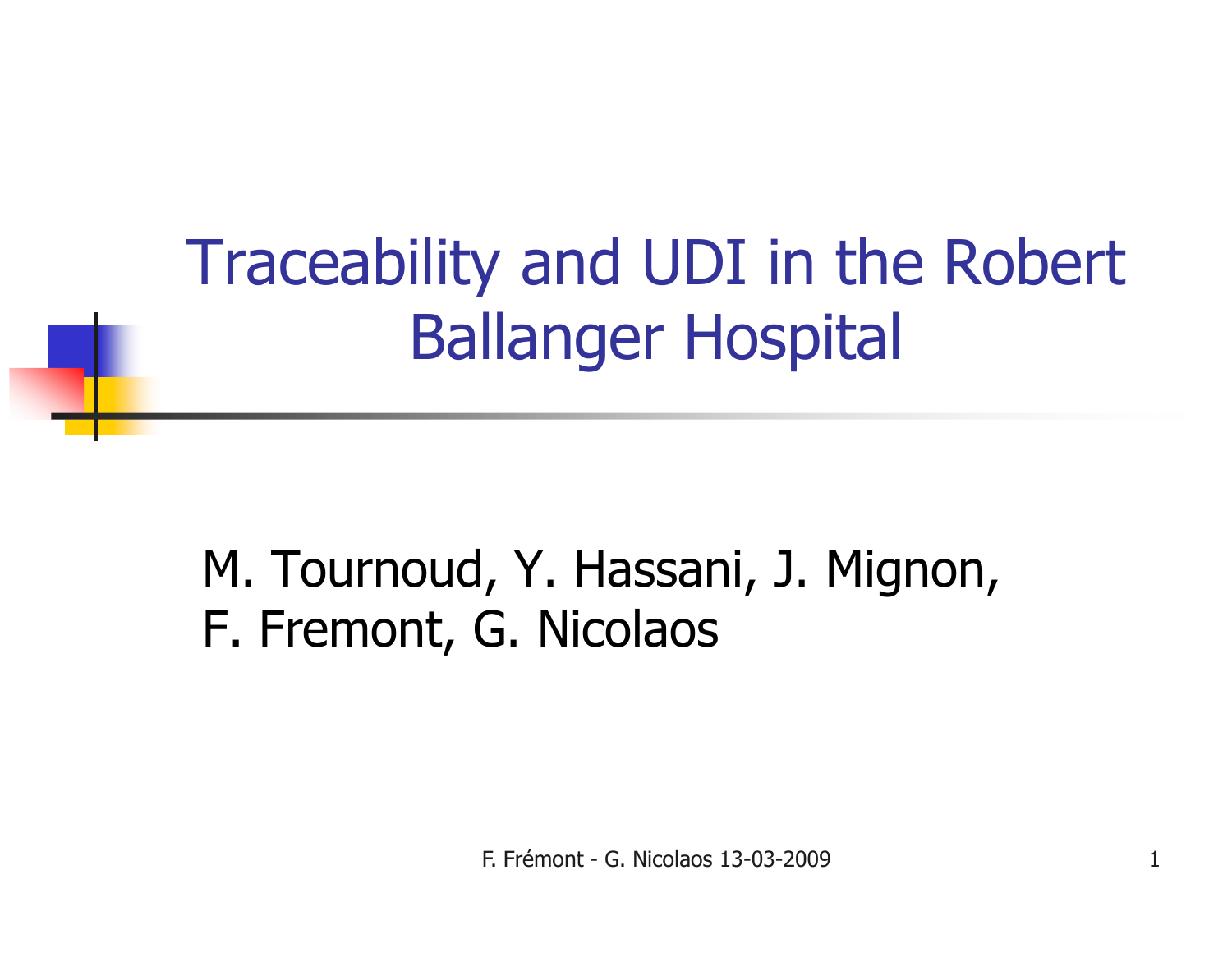# Traceability and UDI in the Robert Ballanger Hospital

M. Tournoud, Y. Hassani, J. Mignon, F. Fremont, G. Nicolaos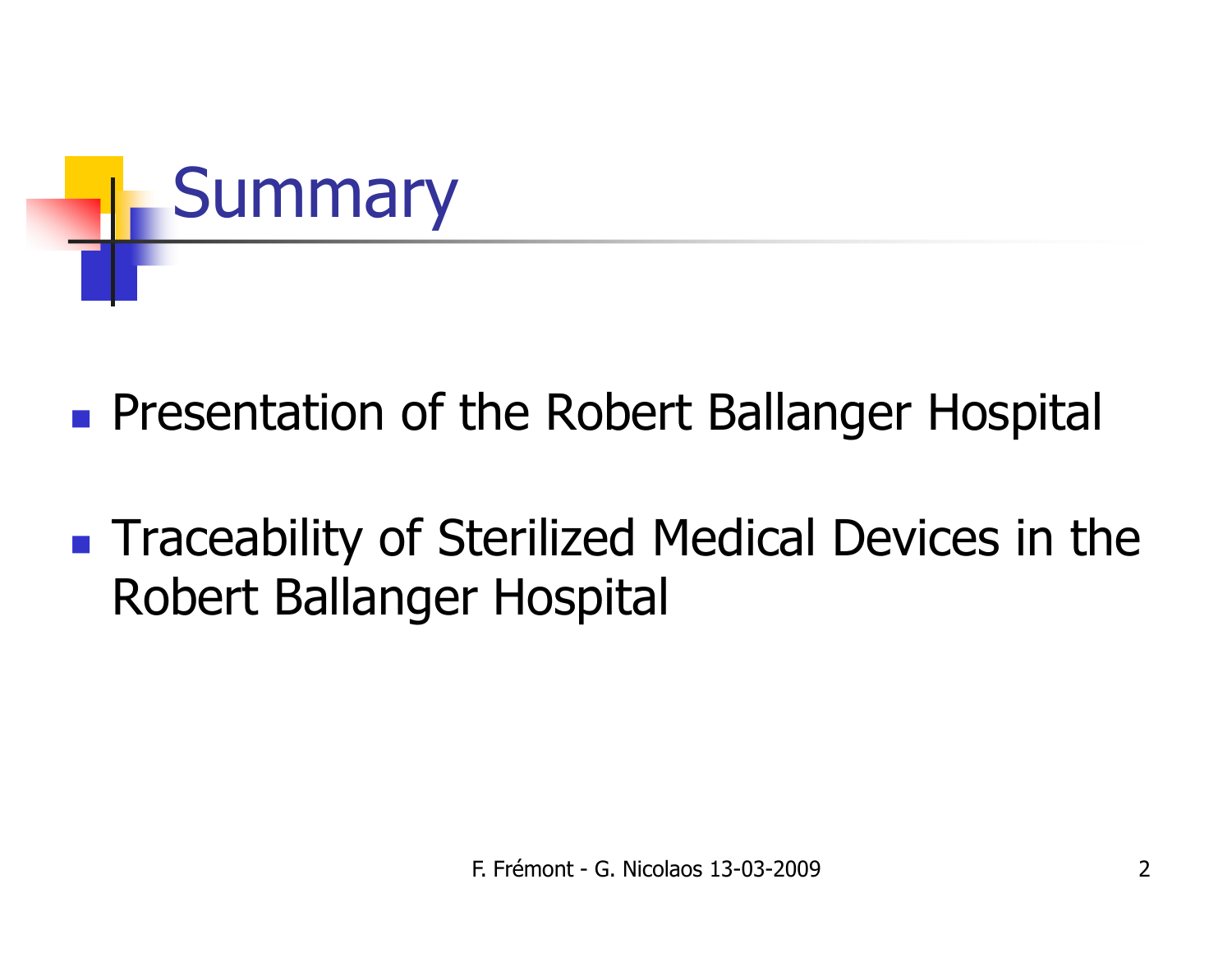# Summary

- Presentation of the Robert Ballanger Hospital
- Traceability of Sterilized Medical Devices in the Robert Ballanger Hospital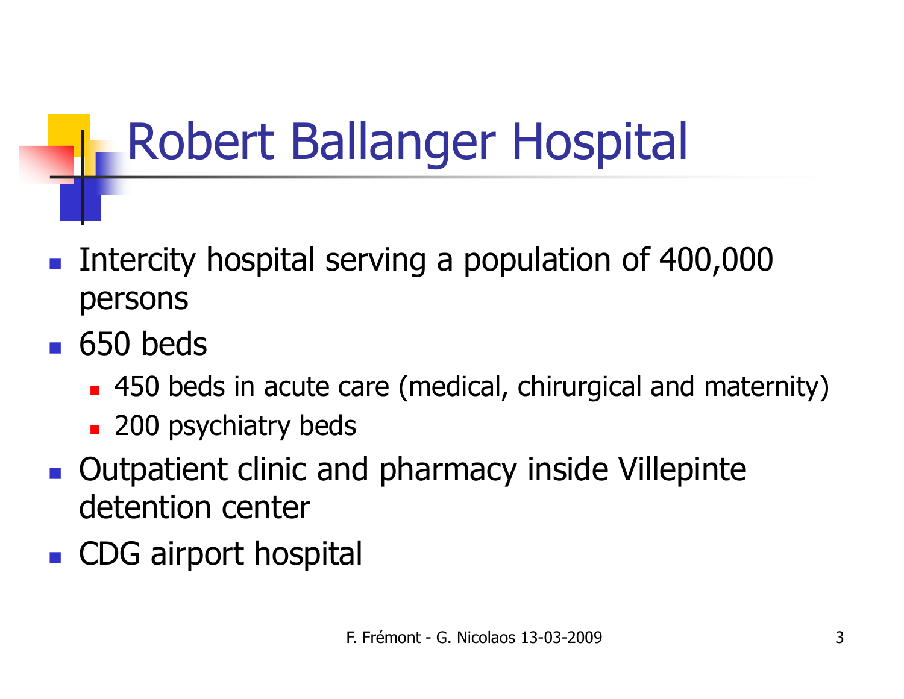# Robert Ballanger Hospital

- Intercity hospital serving a population of 400,000 persons
- 650 beds
  - 450 beds in acute care (medical, chirurgical and maternity)
  - 200 psychiatry beds
- Outpatient clinic and pharmacy inside Villepinte detention center
- CDG airport hospital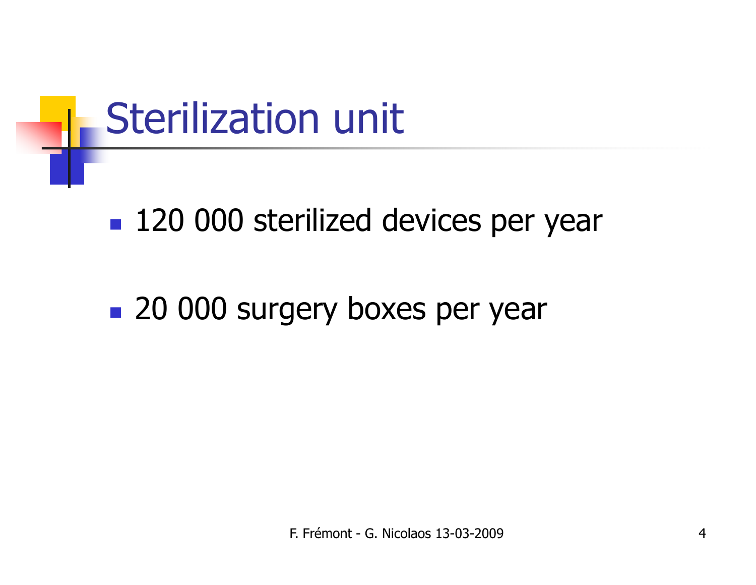# Sterilization unit

- 120 000 sterilized devices per year
- 20 000 surgery boxes per year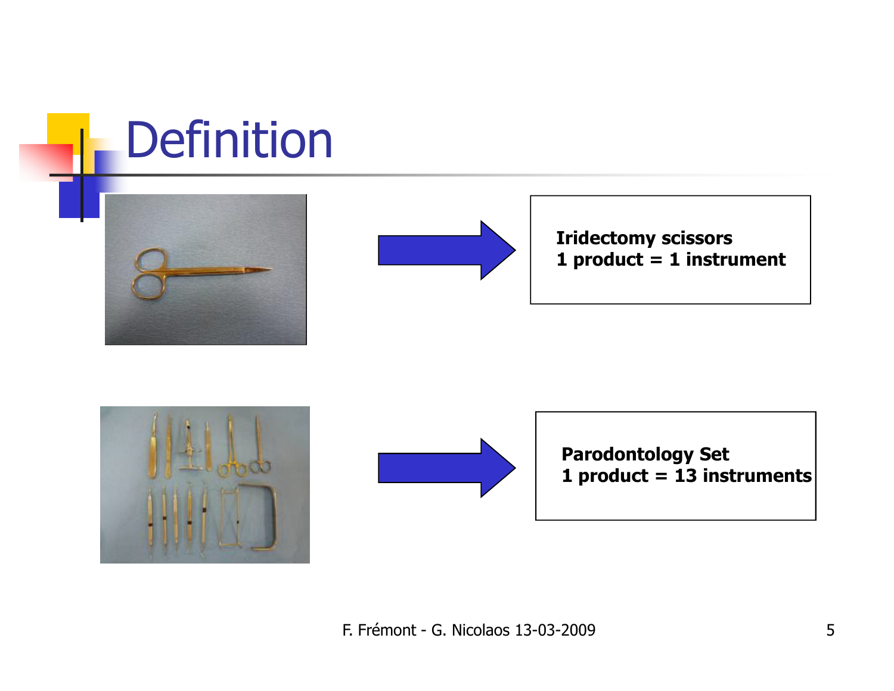# Definition

**Iridectomy scissors**
**1 product = 1 instrument**

**Parodontology Set**
**1 product = 13 instruments**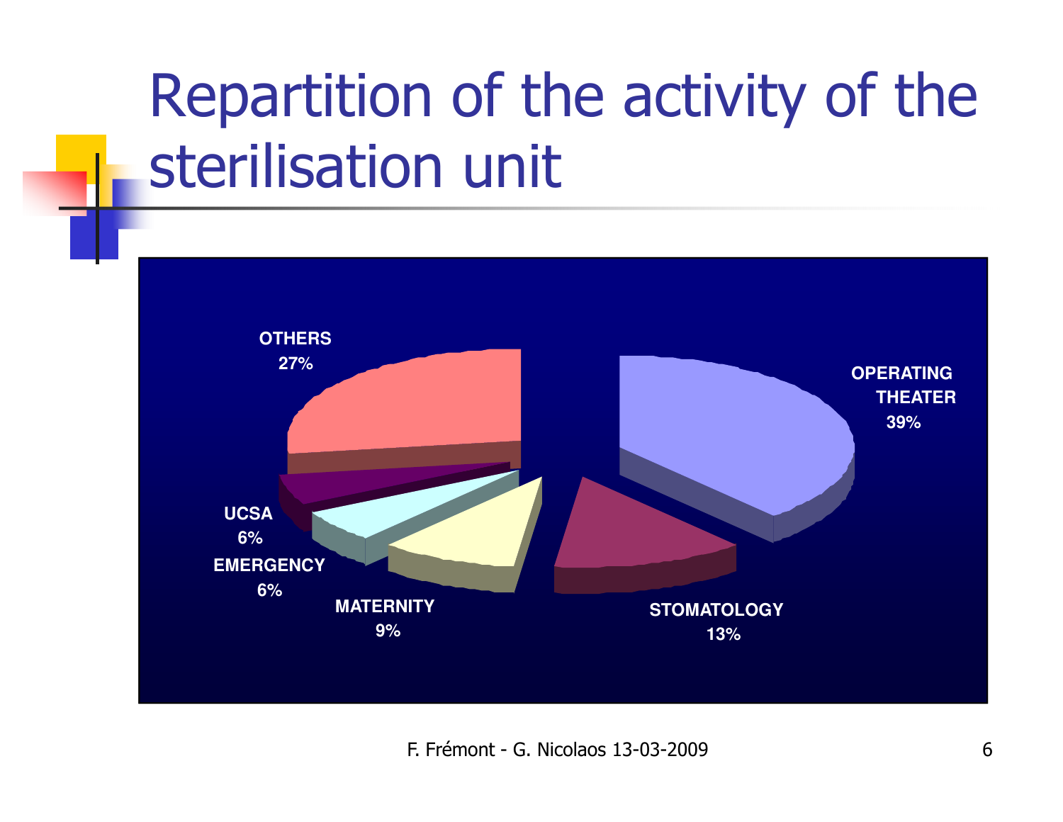# Repartition of the activity of the sterilisation unit

OTHERS
27%

OPERATING THEATER
39%

UCSA
6%

EMERGENCY
6%

MATERNITY
9%

STOMATOLOGY
13%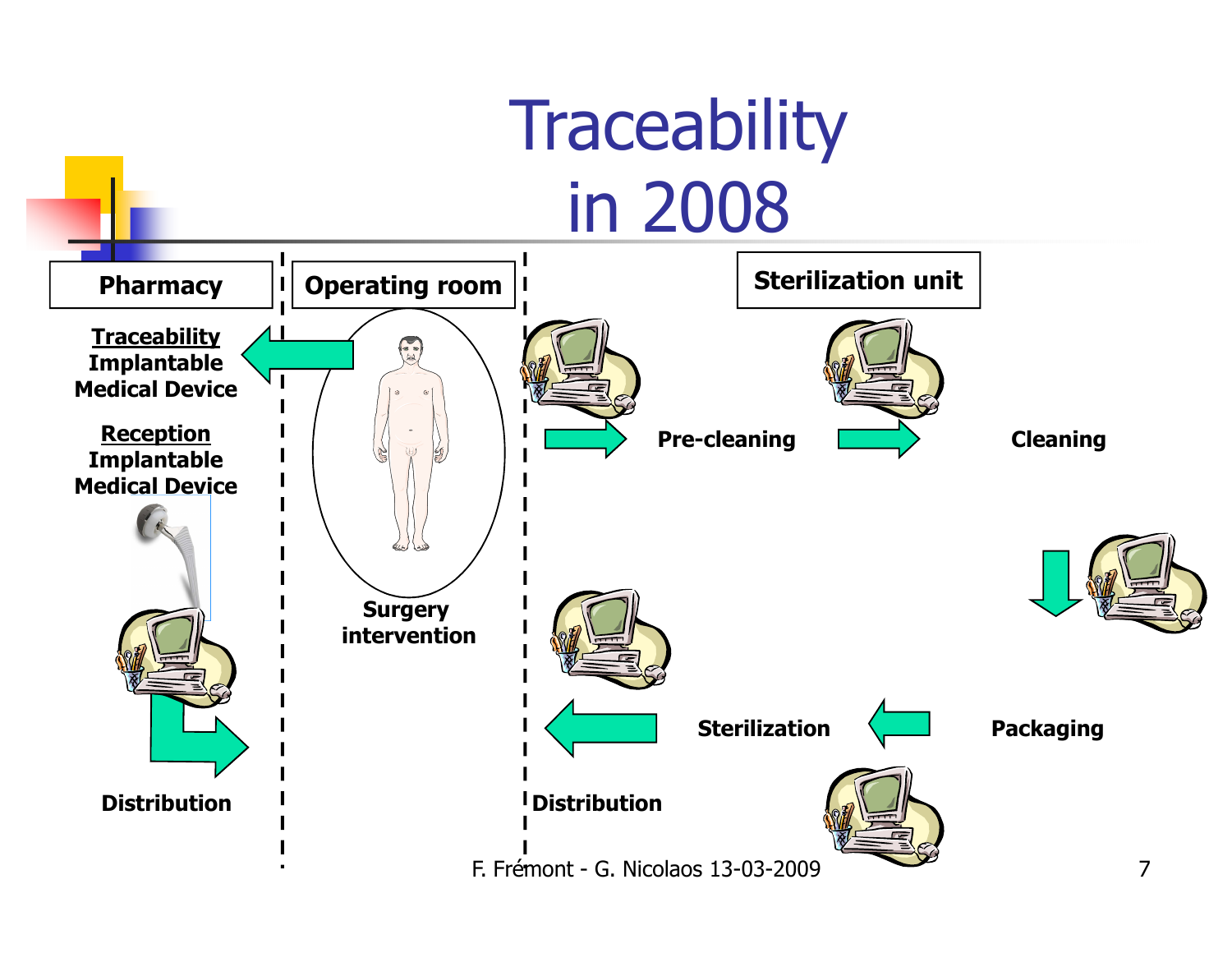# Traceability in 2008

**Pharmacy**

**Traceability** Implantable Medical Device

**Reception** Implantable Medical Device

**Distribution**

**Operating room**

**Surgery intervention**

**Sterilization unit**

**Pre-cleaning**

**Cleaning**

**Packaging**

**Sterilization**

**Distribution**

F. Frémont - G. Nicolaos 13-03-2009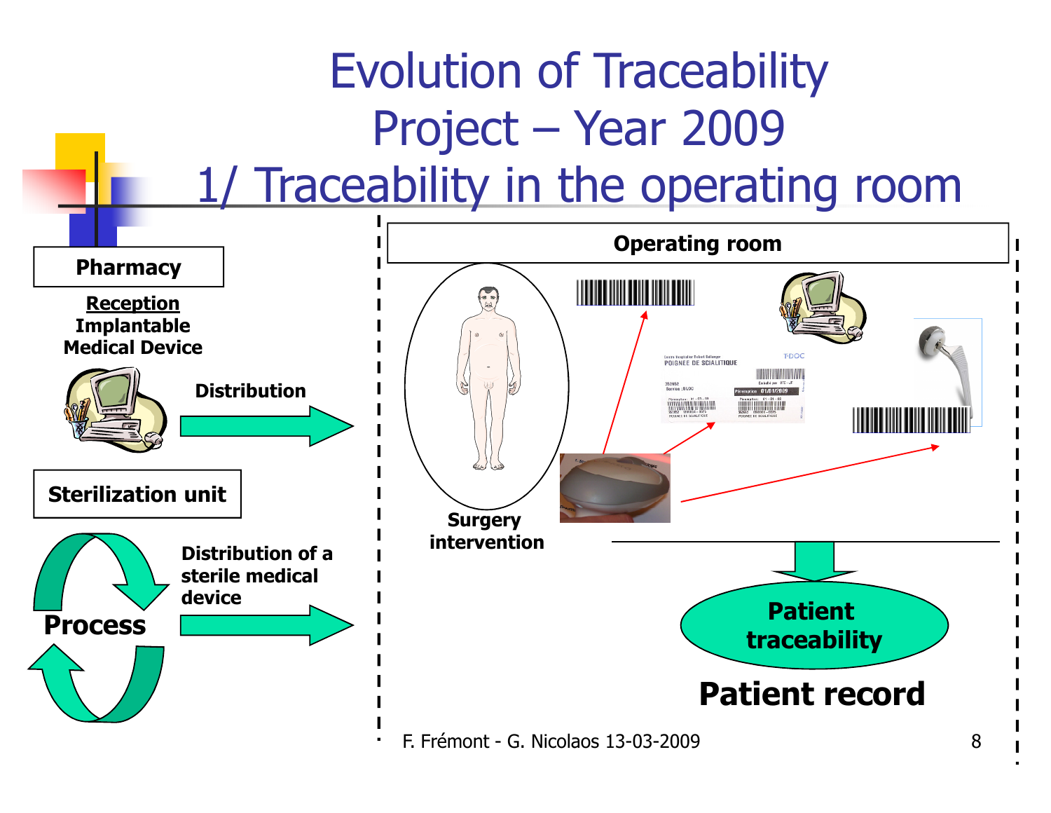# Evolution of Traceability Project – Year 2009
## 1/ Traceability in the operating room

**Pharmacy**

**Reception**
**Implantable Medical Device**

**Distribution**

**Sterilization unit**

**Process**

**Distribution of a sterile medical device**

**Operating room**

**Surgery intervention**

**Patient traceability**

**Patient record**

F. Frémont - G. Nicolaos 13-03-2009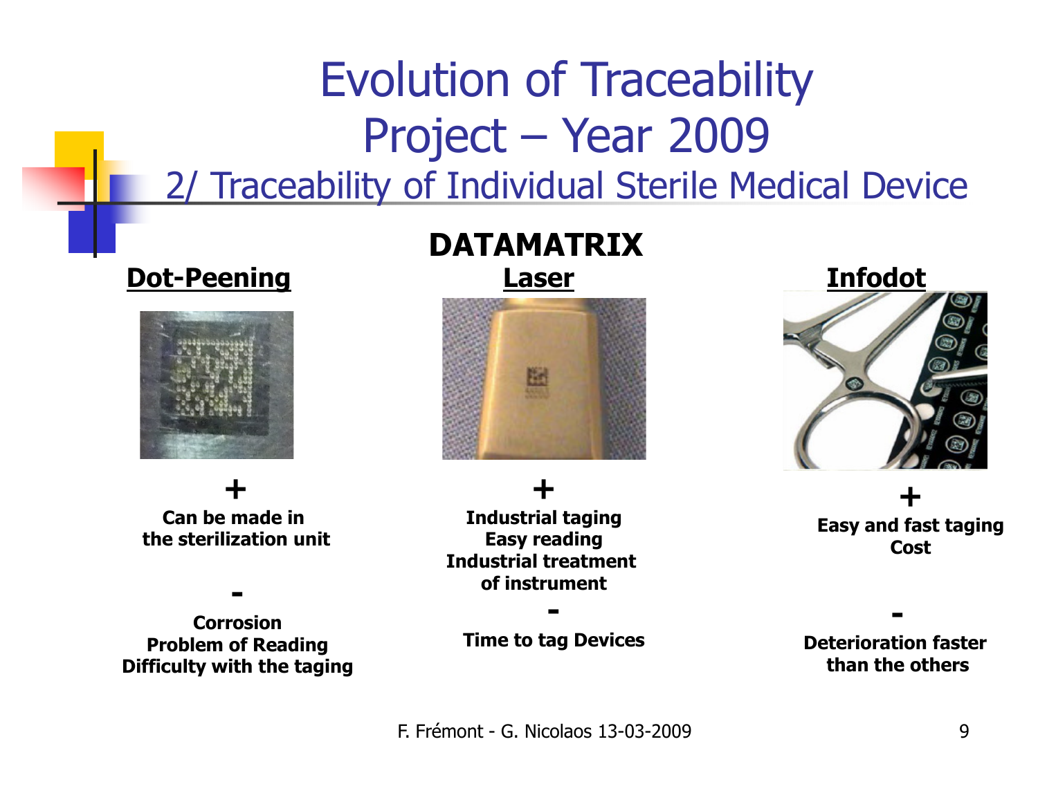# Evolution of Traceability Project – Year 2009

## 2/ Traceability of Individual Sterile Medical Device

### DATAMATRIX

**Dot-Peening**

**+**
**Can be made in the sterilization unit**

**-**
**Corrosion**
**Problem of Reading**
**Difficulty with the taging**

**Laser**

**+**
**Industrial taging**
**Easy reading**
**Industrial treatment of instrument**

**-**
**Time to tag Devices**

**Infodot**

**+**
**Easy and fast taging**
**Cost**

**-**
**Deterioration faster than the others**

F. Frémont - G. Nicolaos 13-03-2009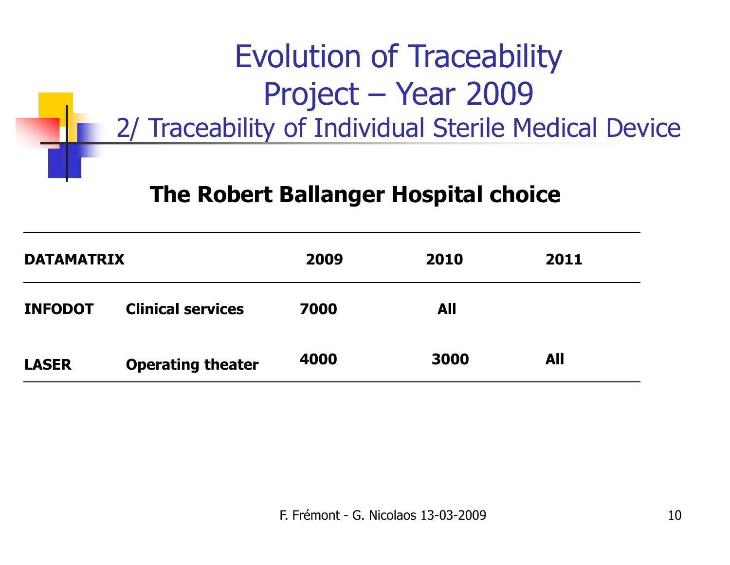# Evolution of Traceability Project – Year 2009

## 2/ Traceability of Individual Sterile Medical Device

### The Robert Ballanger Hospital choice

| DATAMATRIX | | 2009 | 2010 | 2011 |
|---|---|---|---|---|
| INFODOT | Clinical services | 7000 | All | |
| LASER | Operating theater | 4000 | 3000 | All |

F. Frémont - G. Nicolaos 13-03-2009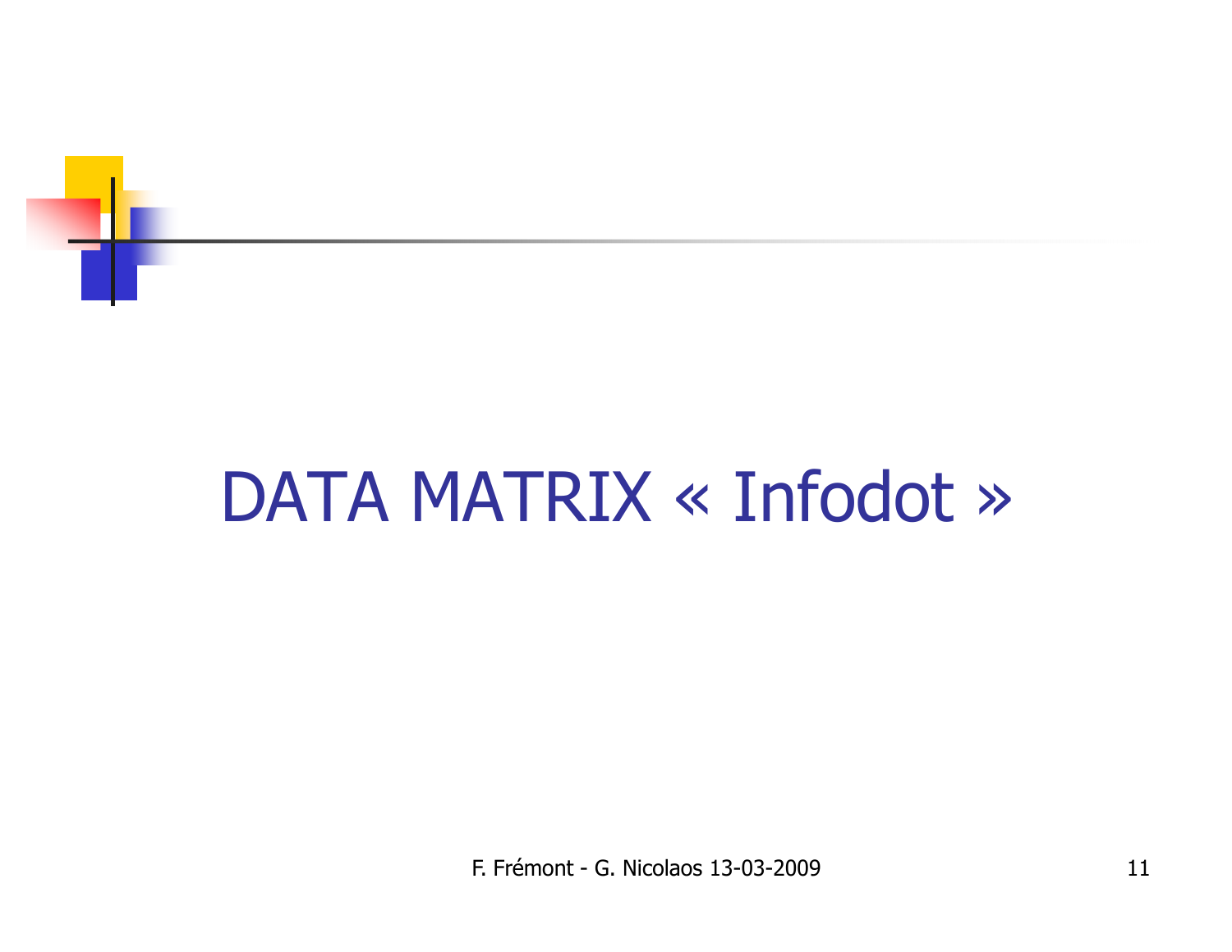# DATA MATRIX « Infodot »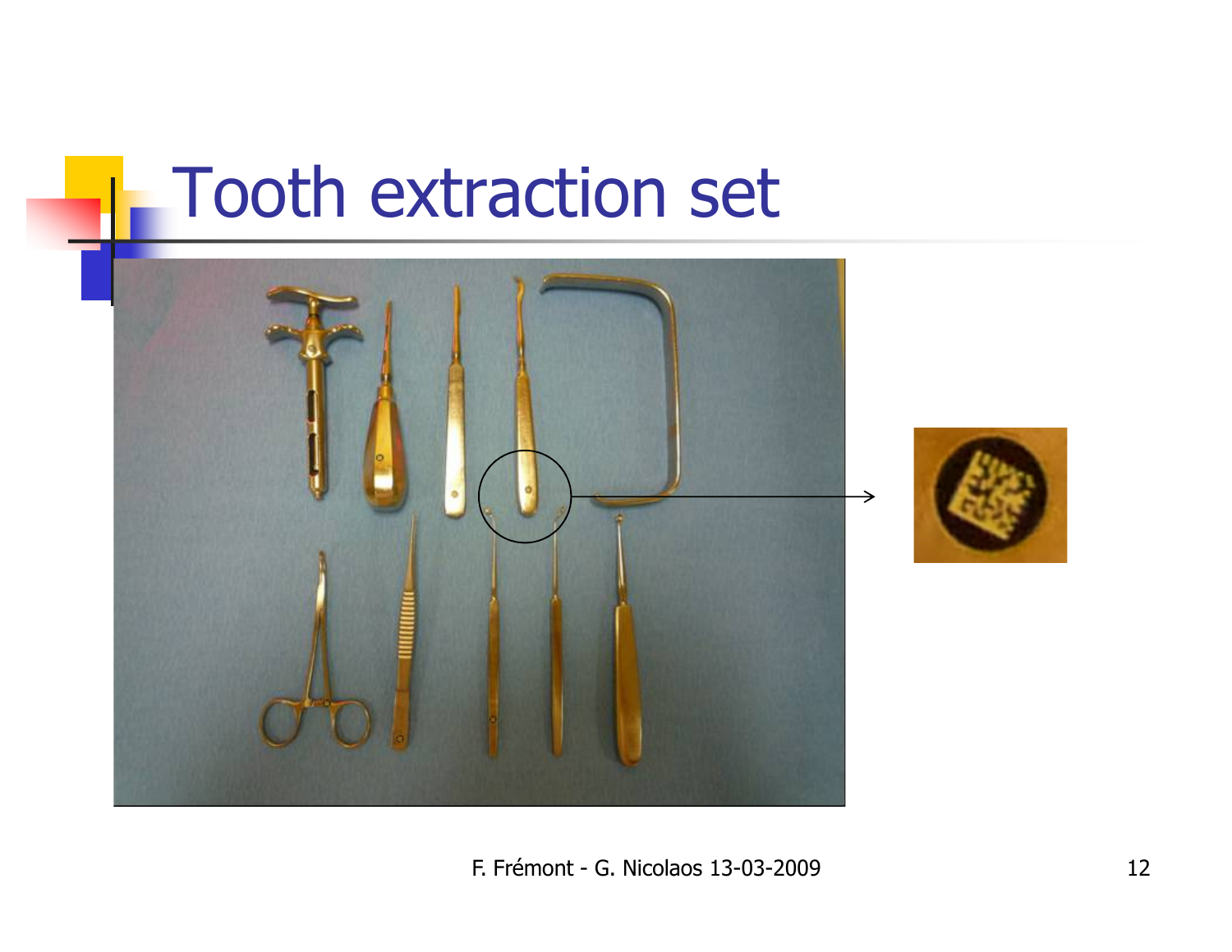# Tooth extraction set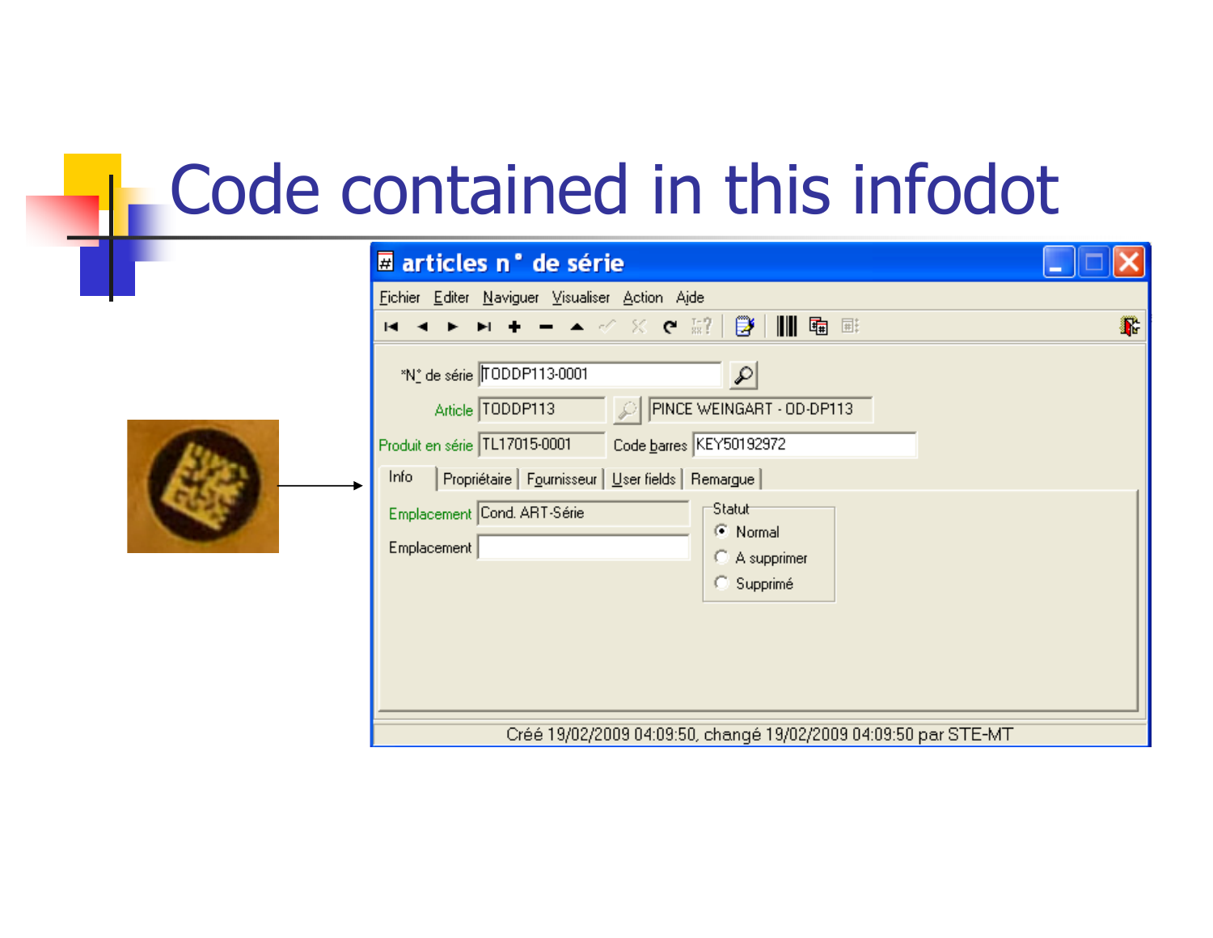# Code contained in this infodot

**articles n° de série**

Fichier Editer Naviguer Visualiser Action Aide

*N° de série: TODDP113-0001

Article: TODDP113 — PINCE WEINGART - OD-DP113

Produit en série: TL17015-0001 — Code barres: KEY50192972

Info | Propriétaire | Fournisseur | User fields | Remarque

Emplacement: Cond. ART-Série

Emplacement:

Statut
- Normal
- A supprimer
- Supprimé

Créé 19/02/2009 04:09:50, changé 19/02/2009 04:09:50 par STE-MT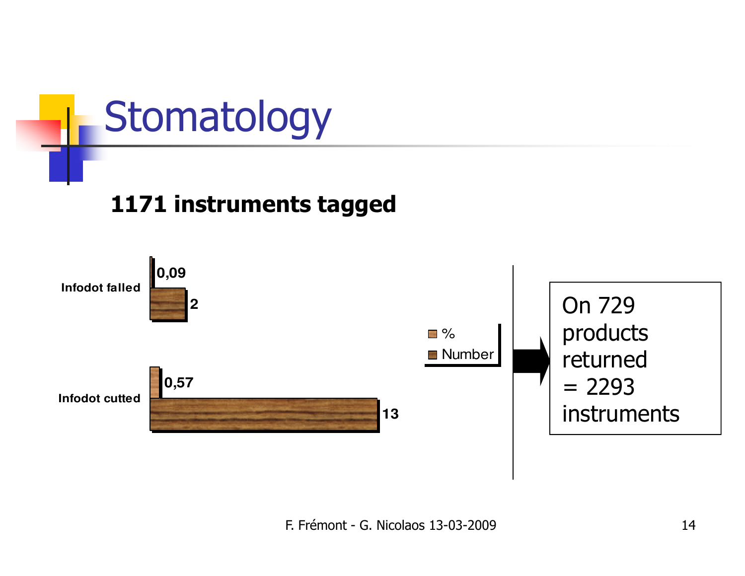# Stomatology

**1171 instruments tagged**

|  | % | Number |
|---|---|---|
| Infodot falled | 0,09 | 2 |
| Infodot cutted | 0,57 | 13 |

On 729 products returned = 2293 instruments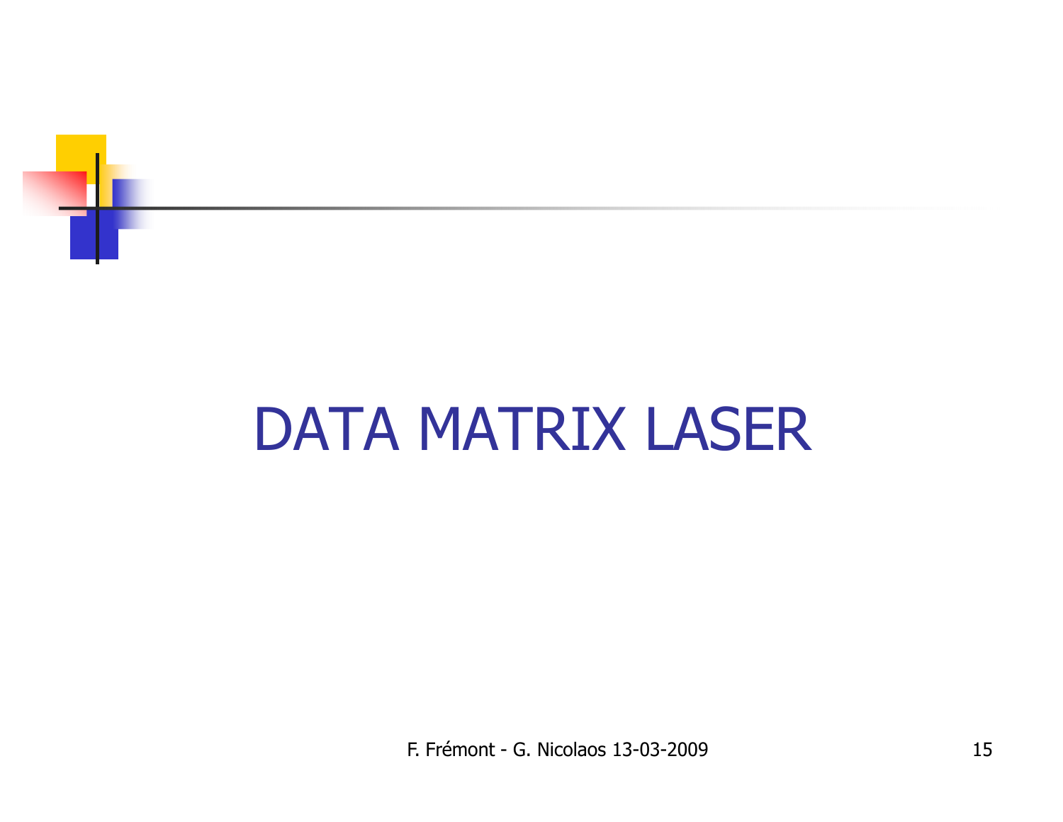# DATA MATRIX LASER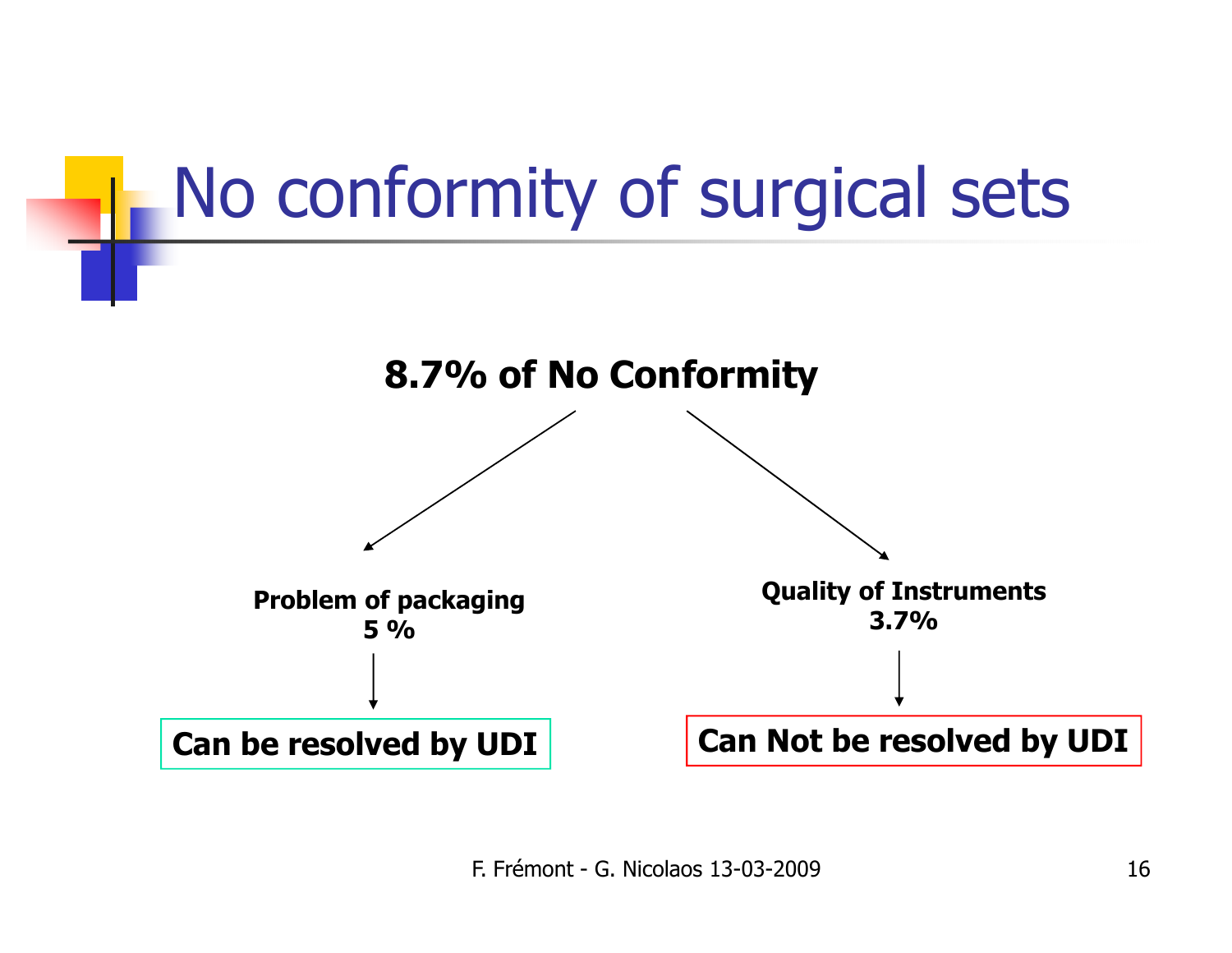# No conformity of surgical sets

**8.7% of No Conformity**

- **Problem of packaging 5 %**
  - **Can be resolved by UDI**
- **Quality of Instruments 3.7%**
  - **Can Not be resolved by UDI**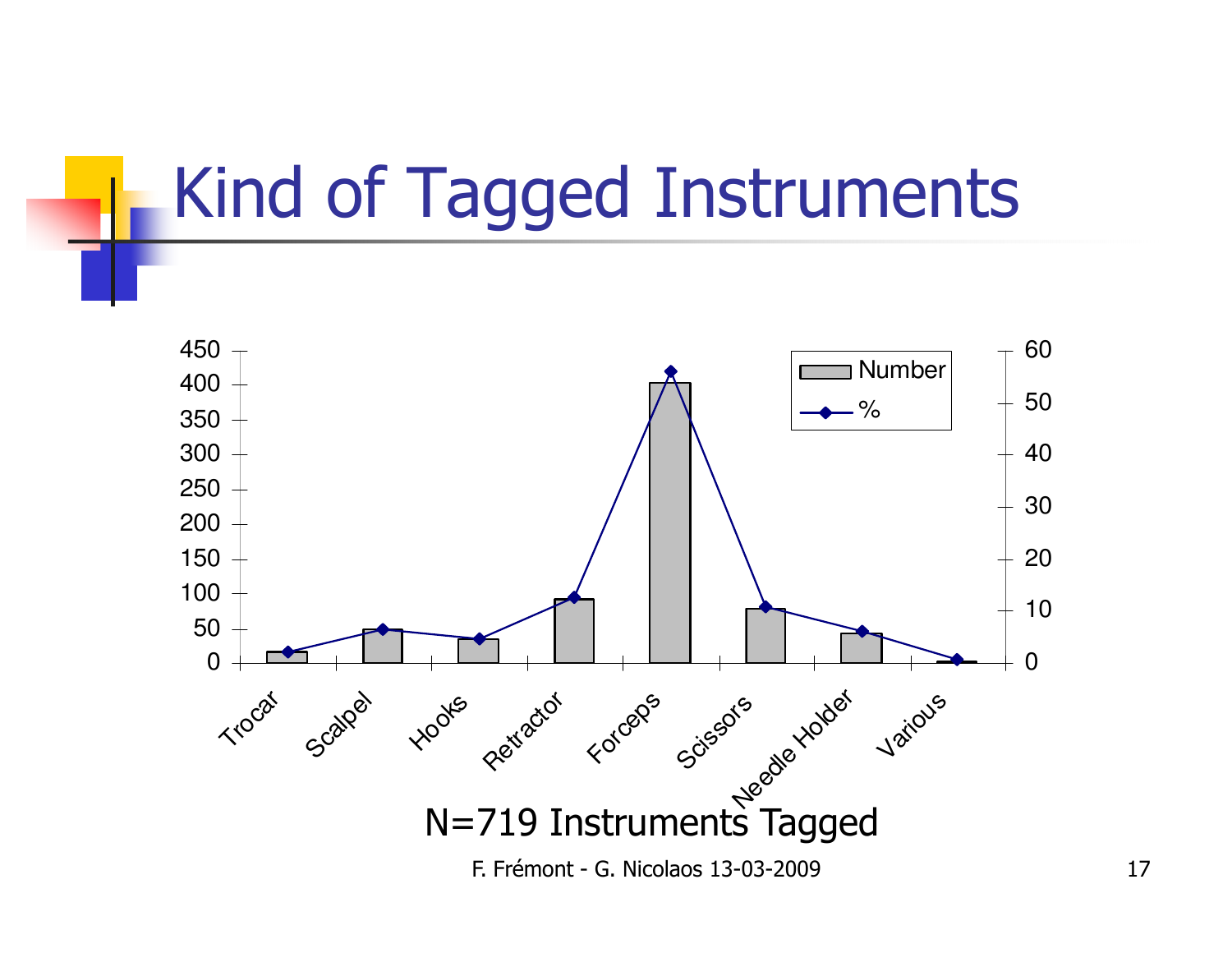# Kind of Tagged Instruments

N=719 Instruments Tagged

F. Frémont - G. Nicolaos 13-03-2009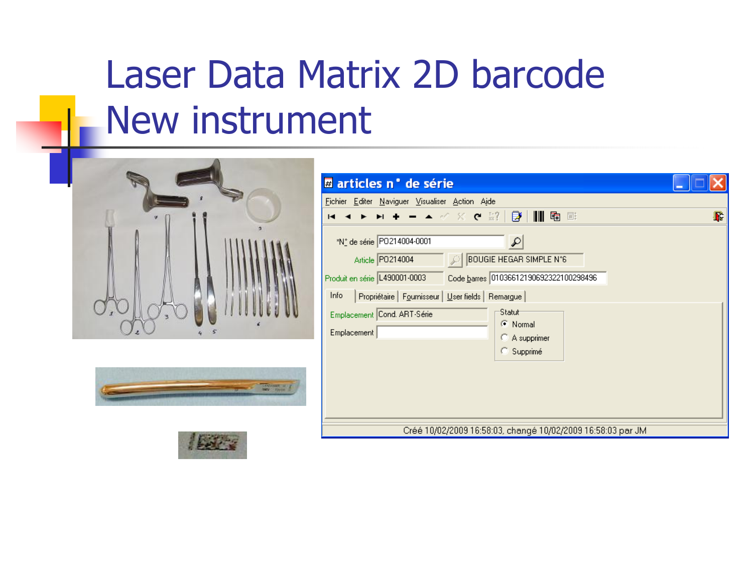# Laser Data Matrix 2D barcode New instrument

**articles n° de série**

Fichier Editer Naviguer Visualiser Action Aide

*N° de série: P0214004-0001

Article: P0214004 — BOUGIE HEGAR SIMPLE N°6

Produit en série: L490001-0003 — Code barres: 0103661219069232210029849​6

Info | Propriétaire | Fournisseur | User fields | Remarque

Emplacement: Cond. ART-Série

Emplacement:

Statut
- Normal
- A supprimer
- Supprimé

Créé 10/02/2009 16:58:03, changé 10/02/2009 16:58:03 par JM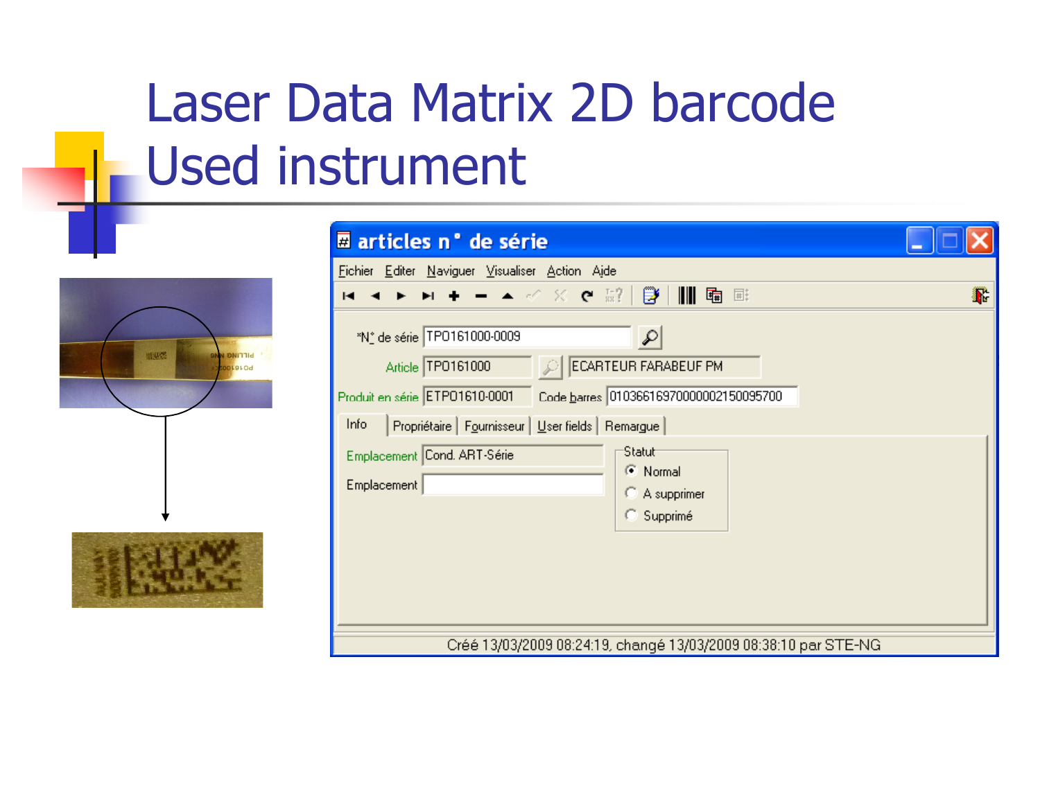# Laser Data Matrix 2D barcode Used instrument

**articles n° de série**

Fichier Editer Naviguer Visualiser Action Aide

*N° de série: TP0161000-0009

Article: TP0161000 — ECARTEUR FARABEUF PM

Produit en série: ETP01610-0001 — Code barres: 0103661697000002150095700

Info | Propriétaire | Fournisseur | User fields | Remarque

Emplacement: Cond. ART-Série

Emplacement:

Statut:
- Normal
- A supprimer
- Supprimé

Créé 13/03/2009 08:24:19, changé 13/03/2009 08:38:10 par STE-NG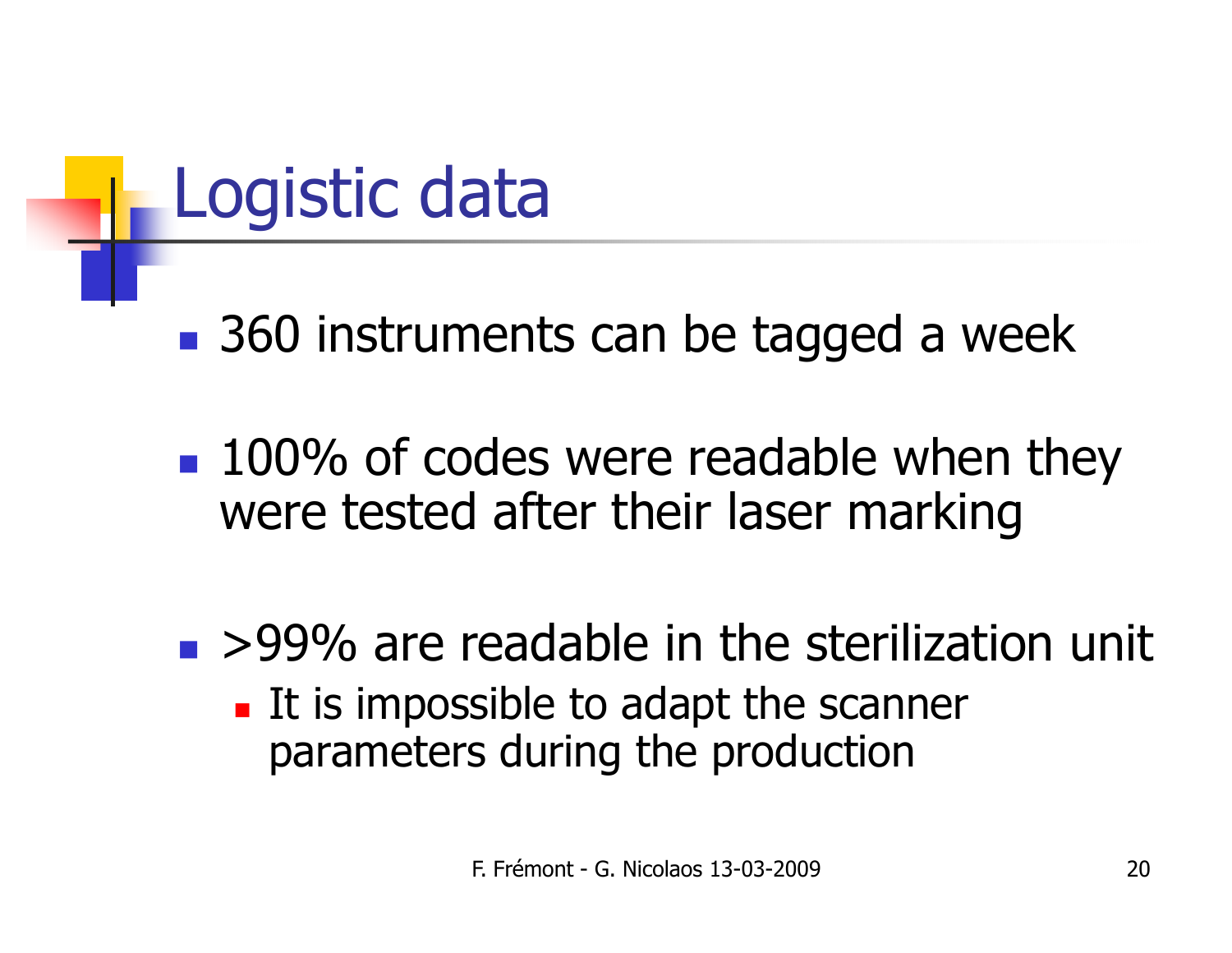# Logistic data

- 360 instruments can be tagged a week
- 100% of codes were readable when they were tested after their laser marking
- >99% are readable in the sterilization unit
  - It is impossible to adapt the scanner parameters during the production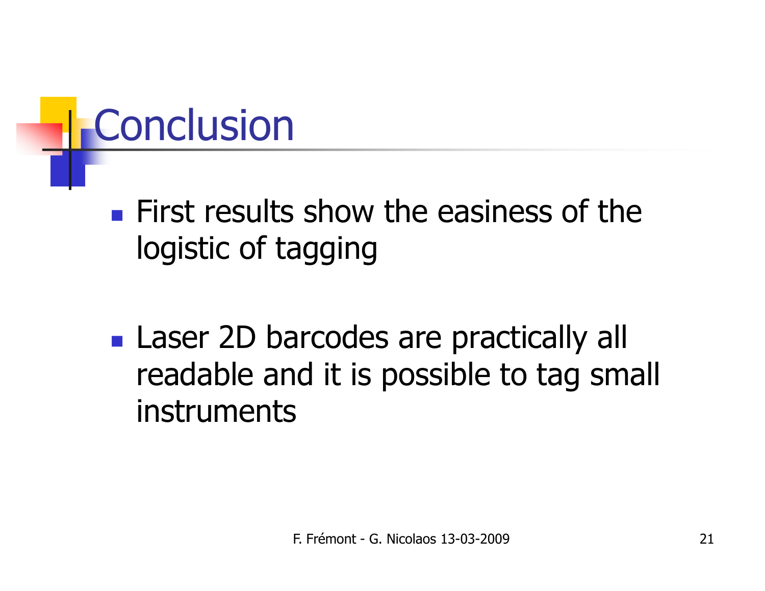# Conclusion

- First results show the easiness of the logistic of tagging

- Laser 2D barcodes are practically all readable and it is possible to tag small instruments